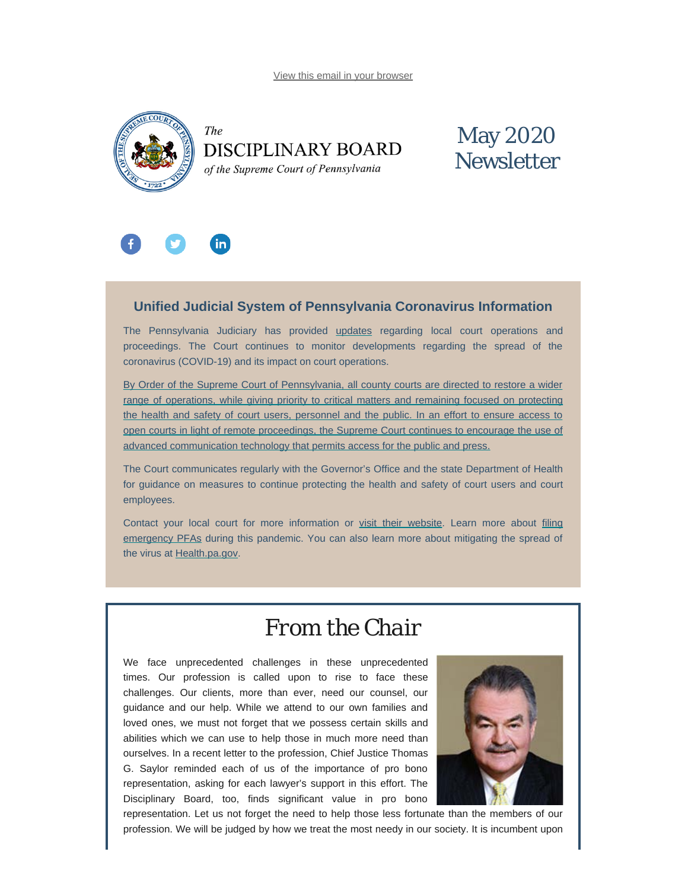View this email in your browser

The
DISCIPLINARY BOARD
*of the Supreme Court of Pennsylvania*

# May 2020 Newsletter

## Unified Judicial System of Pennsylvania Coronavirus Information

The Pennsylvania Judiciary has provided updates regarding local court operations and proceedings. The Court continues to monitor developments regarding the spread of the coronavirus (COVID-19) and its impact on court operations.

By Order of the Supreme Court of Pennsylvania, all county courts are directed to restore a wider range of operations, while giving priority to critical matters and remaining focused on protecting the health and safety of court users, personnel and the public. In an effort to ensure access to open courts in light of remote proceedings, the Supreme Court continues to encourage the use of advanced communication technology that permits access for the public and press.

The Court communicates regularly with the Governor's Office and the state Department of Health for guidance on measures to continue protecting the health and safety of court users and court employees.

Contact your local court for more information or visit their website. Learn more about filing emergency PFAs during this pandemic. You can also learn more about mitigating the spread of the virus at Health.pa.gov.

# From the Chair

We face unprecedented challenges in these unprecedented times. Our profession is called upon to rise to face these challenges. Our clients, more than ever, need our counsel, our guidance and our help. While we attend to our own families and loved ones, we must not forget that we possess certain skills and abilities which we can use to help those in much more need than ourselves. In a recent letter to the profession, Chief Justice Thomas G. Saylor reminded each of us of the importance of pro bono representation, asking for each lawyer's support in this effort. The Disciplinary Board, too, finds significant value in pro bono representation. Let us not forget the need to help those less fortunate than the members of our profession. We will be judged by how we treat the most needy in our society. It is incumbent upon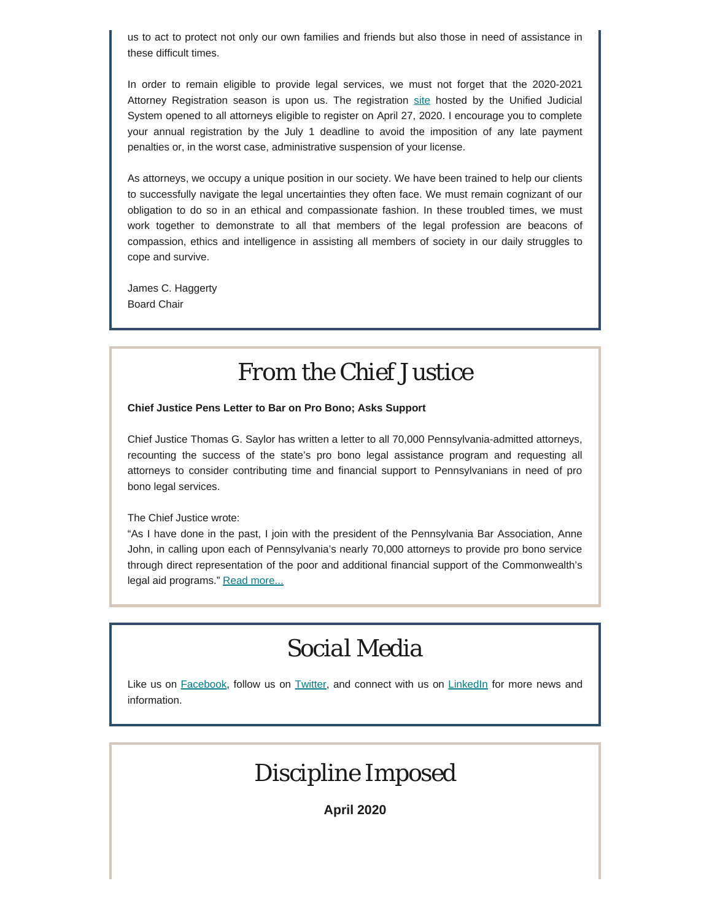us to act to protect not only our own families and friends but also those in need of assistance in these difficult times.

In order to remain eligible to provide legal services, we must not forget that the 2020-2021 Attorney Registration season is upon us. The registration site hosted by the Unified Judicial System opened to all attorneys eligible to register on April 27, 2020. I encourage you to complete your annual registration by the July 1 deadline to avoid the imposition of any late payment penalties or, in the worst case, administrative suspension of your license.

As attorneys, we occupy a unique position in our society. We have been trained to help our clients to successfully navigate the legal uncertainties they often face. We must remain cognizant of our obligation to do so in an ethical and compassionate fashion. In these troubled times, we must work together to demonstrate to all that members of the legal profession are beacons of compassion, ethics and intelligence in assisting all members of society in our daily struggles to cope and survive.

James C. Haggerty
Board Chair

# From the Chief Justice

**Chief Justice Pens Letter to Bar on Pro Bono; Asks Support**

Chief Justice Thomas G. Saylor has written a letter to all 70,000 Pennsylvania-admitted attorneys, recounting the success of the state's pro bono legal assistance program and requesting all attorneys to consider contributing time and financial support to Pennsylvanians in need of pro bono legal services.

The Chief Justice wrote:
"As I have done in the past, I join with the president of the Pennsylvania Bar Association, Anne John, in calling upon each of Pennsylvania's nearly 70,000 attorneys to provide pro bono service through direct representation of the poor and additional financial support of the Commonwealth's legal aid programs." Read more...

# Social Media

Like us on Facebook, follow us on Twitter, and connect with us on LinkedIn for more news and information.

# Discipline Imposed

**April 2020**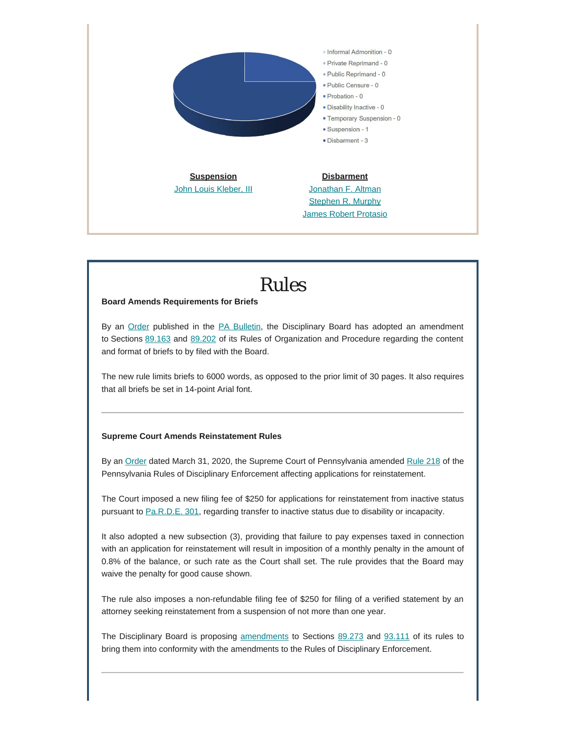- Informal Admonition - 0
- Private Reprimand - 0
- Public Reprimand - 0
- Public Censure - 0
- Probation - 0
- Disability Inactive - 0
- Temporary Suspension - 0
- Suspension - 1
- Disbarment - 3

**Suspension**

John Louis Kleber, III

**Disbarment**

Jonathan F. Altman
Stephen R. Murphy
James Robert Protasio

# Rules

**Board Amends Requirements for Briefs**

By an Order published in the PA Bulletin, the Disciplinary Board has adopted an amendment to Sections 89.163 and 89.202 of its Rules of Organization and Procedure regarding the content and format of briefs to by filed with the Board.

The new rule limits briefs to 6000 words, as opposed to the prior limit of 30 pages. It also requires that all briefs be set in 14-point Arial font.

---

**Supreme Court Amends Reinstatement Rules**

By an Order dated March 31, 2020, the Supreme Court of Pennsylvania amended Rule 218 of the Pennsylvania Rules of Disciplinary Enforcement affecting applications for reinstatement.

The Court imposed a new filing fee of $250 for applications for reinstatement from inactive status pursuant to Pa.R.D.E. 301, regarding transfer to inactive status due to disability or incapacity.

It also adopted a new subsection (3), providing that failure to pay expenses taxed in connection with an application for reinstatement will result in imposition of a monthly penalty in the amount of 0.8% of the balance, or such rate as the Court shall set. The rule provides that the Board may waive the penalty for good cause shown.

The rule also imposes a non-refundable filing fee of $250 for filing of a verified statement by an attorney seeking reinstatement from a suspension of not more than one year.

The Disciplinary Board is proposing amendments to Sections 89.273 and 93.111 of its rules to bring them into conformity with the amendments to the Rules of Disciplinary Enforcement.

---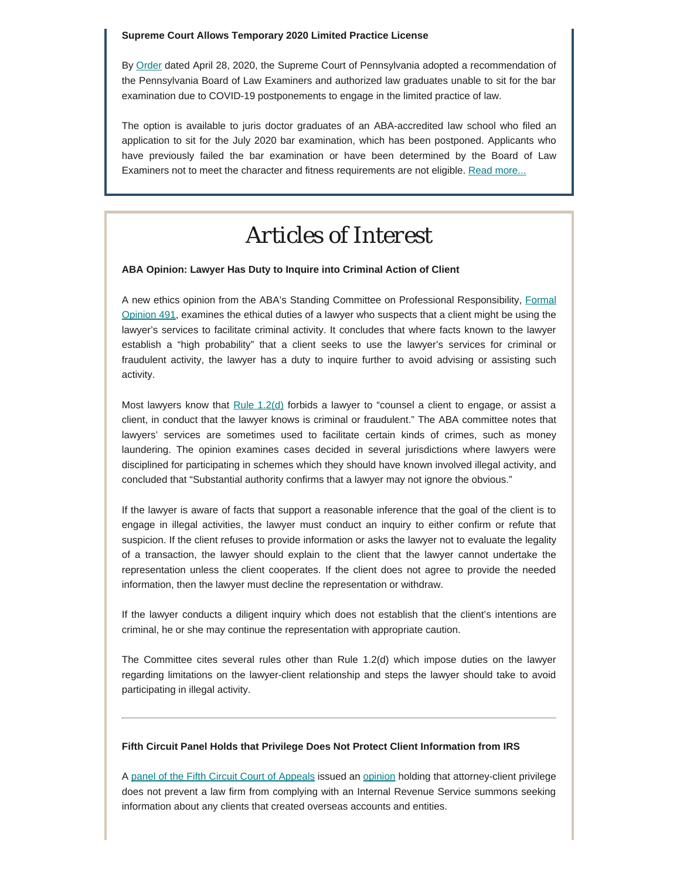**Supreme Court Allows Temporary 2020 Limited Practice License**

By Order dated April 28, 2020, the Supreme Court of Pennsylvania adopted a recommendation of the Pennsylvania Board of Law Examiners and authorized law graduates unable to sit for the bar examination due to COVID-19 postponements to engage in the limited practice of law.

The option is available to juris doctor graduates of an ABA-accredited law school who filed an application to sit for the July 2020 bar examination, which has been postponed. Applicants who have previously failed the bar examination or have been determined by the Board of Law Examiners not to meet the character and fitness requirements are not eligible. Read more...

# Articles of Interest

**ABA Opinion: Lawyer Has Duty to Inquire into Criminal Action of Client**

A new ethics opinion from the ABA's Standing Committee on Professional Responsibility, Formal Opinion 491, examines the ethical duties of a lawyer who suspects that a client might be using the lawyer's services to facilitate criminal activity. It concludes that where facts known to the lawyer establish a "high probability" that a client seeks to use the lawyer's services for criminal or fraudulent activity, the lawyer has a duty to inquire further to avoid advising or assisting such activity.

Most lawyers know that Rule 1.2(d) forbids a lawyer to "counsel a client to engage, or assist a client, in conduct that the lawyer knows is criminal or fraudulent." The ABA committee notes that lawyers' services are sometimes used to facilitate certain kinds of crimes, such as money laundering. The opinion examines cases decided in several jurisdictions where lawyers were disciplined for participating in schemes which they should have known involved illegal activity, and concluded that "Substantial authority confirms that a lawyer may not ignore the obvious."

If the lawyer is aware of facts that support a reasonable inference that the goal of the client is to engage in illegal activities, the lawyer must conduct an inquiry to either confirm or refute that suspicion. If the client refuses to provide information or asks the lawyer not to evaluate the legality of a transaction, the lawyer should explain to the client that the lawyer cannot undertake the representation unless the client cooperates. If the client does not agree to provide the needed information, then the lawyer must decline the representation or withdraw.

If the lawyer conducts a diligent inquiry which does not establish that the client's intentions are criminal, he or she may continue the representation with appropriate caution.

The Committee cites several rules other than Rule 1.2(d) which impose duties on the lawyer regarding limitations on the lawyer-client relationship and steps the lawyer should take to avoid participating in illegal activity.

---

**Fifth Circuit Panel Holds that Privilege Does Not Protect Client Information from IRS**

A panel of the Fifth Circuit Court of Appeals issued an opinion holding that attorney-client privilege does not prevent a law firm from complying with an Internal Revenue Service summons seeking information about any clients that created overseas accounts and entities.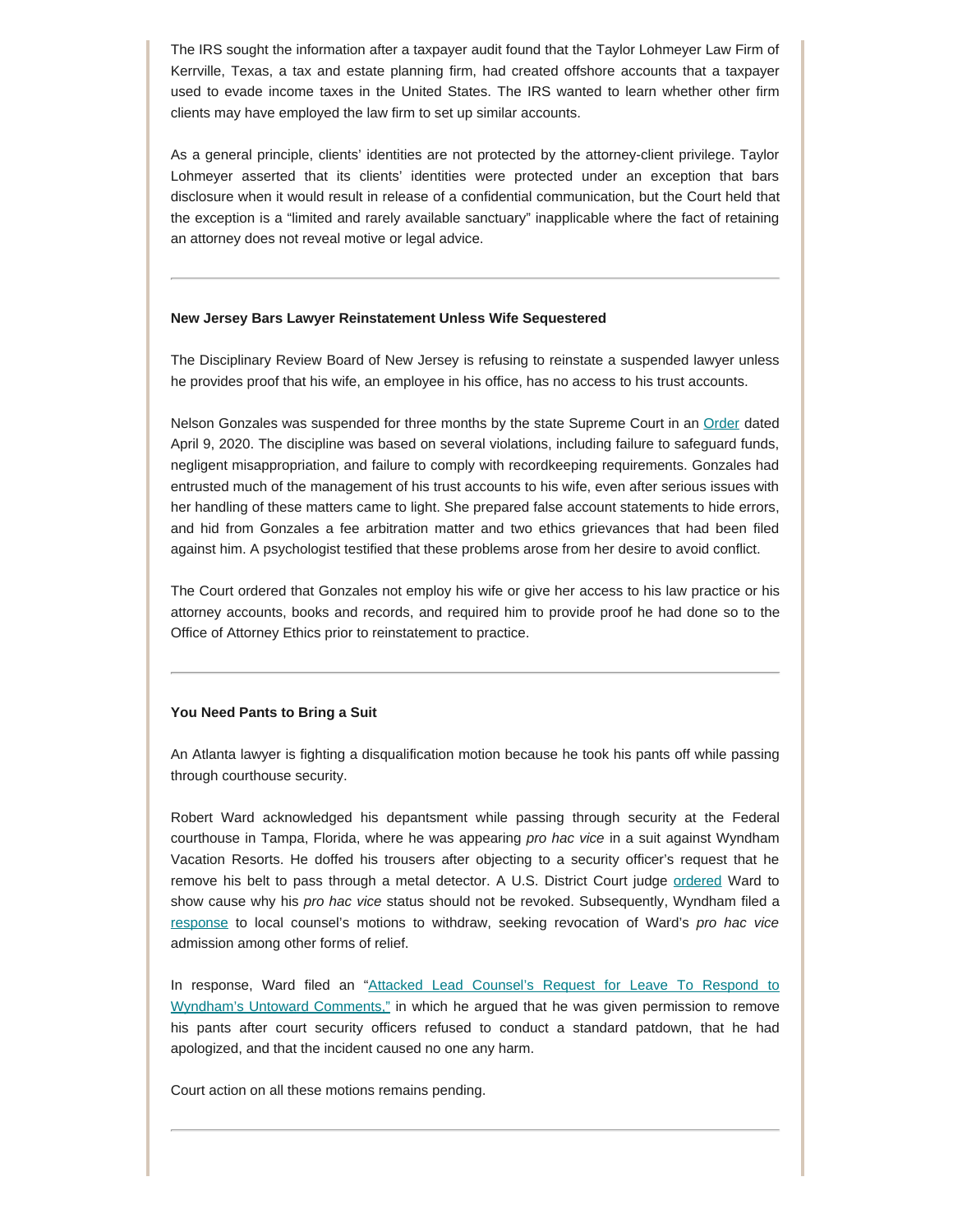The IRS sought the information after a taxpayer audit found that the Taylor Lohmeyer Law Firm of Kerrville, Texas, a tax and estate planning firm, had created offshore accounts that a taxpayer used to evade income taxes in the United States. The IRS wanted to learn whether other firm clients may have employed the law firm to set up similar accounts.

As a general principle, clients' identities are not protected by the attorney-client privilege. Taylor Lohmeyer asserted that its clients' identities were protected under an exception that bars disclosure when it would result in release of a confidential communication, but the Court held that the exception is a "limited and rarely available sanctuary" inapplicable where the fact of retaining an attorney does not reveal motive or legal advice.

---

**New Jersey Bars Lawyer Reinstatement Unless Wife Sequestered**

The Disciplinary Review Board of New Jersey is refusing to reinstate a suspended lawyer unless he provides proof that his wife, an employee in his office, has no access to his trust accounts.

Nelson Gonzales was suspended for three months by the state Supreme Court in an Order dated April 9, 2020. The discipline was based on several violations, including failure to safeguard funds, negligent misappropriation, and failure to comply with recordkeeping requirements. Gonzales had entrusted much of the management of his trust accounts to his wife, even after serious issues with her handling of these matters came to light. She prepared false account statements to hide errors, and hid from Gonzales a fee arbitration matter and two ethics grievances that had been filed against him. A psychologist testified that these problems arose from her desire to avoid conflict.

The Court ordered that Gonzales not employ his wife or give her access to his law practice or his attorney accounts, books and records, and required him to provide proof he had done so to the Office of Attorney Ethics prior to reinstatement to practice.

---

**You Need Pants to Bring a Suit**

An Atlanta lawyer is fighting a disqualification motion because he took his pants off while passing through courthouse security.

Robert Ward acknowledged his depantsment while passing through security at the Federal courthouse in Tampa, Florida, where he was appearing *pro hac vice* in a suit against Wyndham Vacation Resorts. He doffed his trousers after objecting to a security officer's request that he remove his belt to pass through a metal detector. A U.S. District Court judge ordered Ward to show cause why his *pro hac vice* status should not be revoked. Subsequently, Wyndham filed a response to local counsel's motions to withdraw, seeking revocation of Ward's *pro hac vice* admission among other forms of relief.

In response, Ward filed an "Attacked Lead Counsel's Request for Leave To Respond to Wyndham's Untoward Comments," in which he argued that he was given permission to remove his pants after court security officers refused to conduct a standard patdown, that he had apologized, and that the incident caused no one any harm.

Court action on all these motions remains pending.

---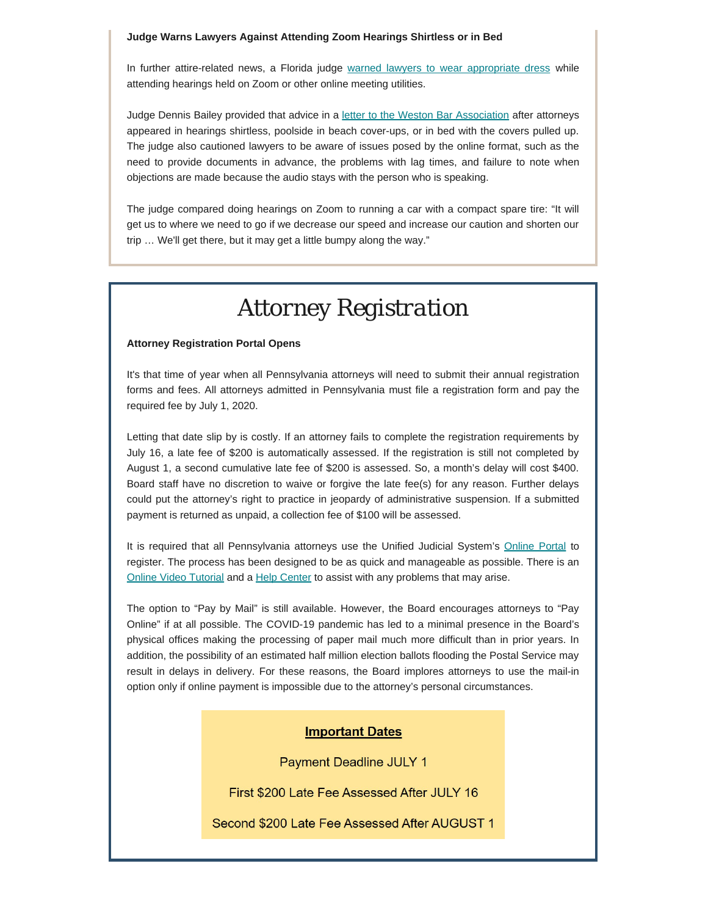**Judge Warns Lawyers Against Attending Zoom Hearings Shirtless or in Bed**

In further attire-related news, a Florida judge warned lawyers to wear appropriate dress while attending hearings held on Zoom or other online meeting utilities.

Judge Dennis Bailey provided that advice in a letter to the Weston Bar Association after attorneys appeared in hearings shirtless, poolside in beach cover-ups, or in bed with the covers pulled up. The judge also cautioned lawyers to be aware of issues posed by the online format, such as the need to provide documents in advance, the problems with lag times, and failure to note when objections are made because the audio stays with the person who is speaking.

The judge compared doing hearings on Zoom to running a car with a compact spare tire: "It will get us to where we need to go if we decrease our speed and increase our caution and shorten our trip … We'll get there, but it may get a little bumpy along the way."

# *Attorney Registration*

**Attorney Registration Portal Opens**

It's that time of year when all Pennsylvania attorneys will need to submit their annual registration forms and fees. All attorneys admitted in Pennsylvania must file a registration form and pay the required fee by July 1, 2020.

Letting that date slip by is costly. If an attorney fails to complete the registration requirements by July 16, a late fee of $200 is automatically assessed. If the registration is still not completed by August 1, a second cumulative late fee of $200 is assessed. So, a month's delay will cost $400. Board staff have no discretion to waive or forgive the late fee(s) for any reason. Further delays could put the attorney's right to practice in jeopardy of administrative suspension. If a submitted payment is returned as unpaid, a collection fee of $100 will be assessed.

It is required that all Pennsylvania attorneys use the Unified Judicial System's Online Portal to register. The process has been designed to be as quick and manageable as possible. There is an Online Video Tutorial and a Help Center to assist with any problems that may arise.

The option to "Pay by Mail" is still available. However, the Board encourages attorneys to "Pay Online" if at all possible. The COVID-19 pandemic has led to a minimal presence in the Board's physical offices making the processing of paper mail much more difficult than in prior years. In addition, the possibility of an estimated half million election ballots flooding the Postal Service may result in delays in delivery. For these reasons, the Board implores attorneys to use the mail-in option only if online payment is impossible due to the attorney's personal circumstances.

**Important Dates**

Payment Deadline JULY 1

First $200 Late Fee Assessed After JULY 16

Second $200 Late Fee Assessed After AUGUST 1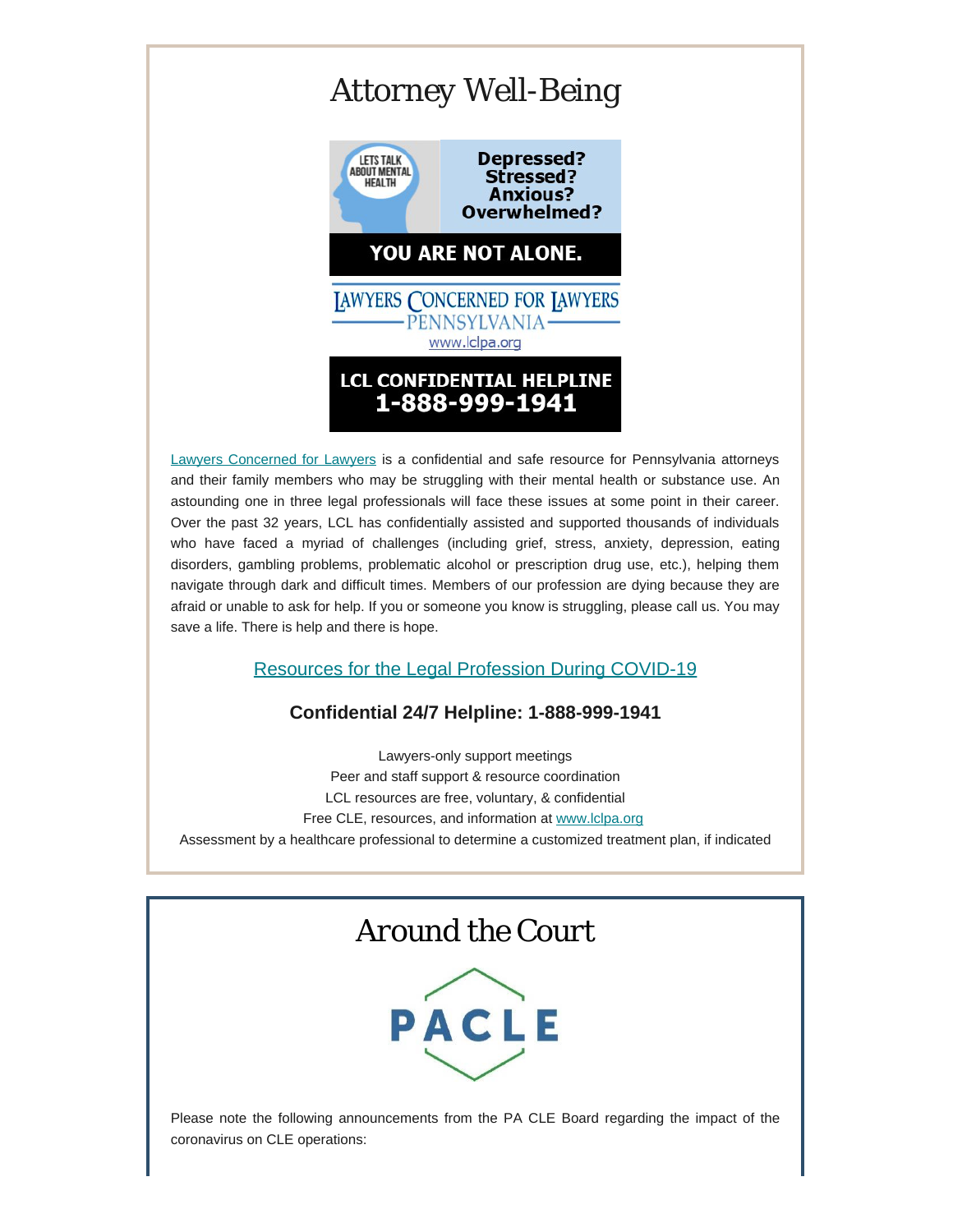# Attorney Well-Being

LETS TALK ABOUT MENTAL HEALTH

**Depressed? Stressed? Anxious? Overwhelmed?**

**YOU ARE NOT ALONE.**

LAWYERS CONCERNED FOR LAWYERS PENNSYLVANIA

www.lclpa.org

**LCL CONFIDENTIAL HELPLINE 1-888-999-1941**

Lawyers Concerned for Lawyers is a confidential and safe resource for Pennsylvania attorneys and their family members who may be struggling with their mental health or substance use. An astounding one in three legal professionals will face these issues at some point in their career. Over the past 32 years, LCL has confidentially assisted and supported thousands of individuals who have faced a myriad of challenges (including grief, stress, anxiety, depression, eating disorders, gambling problems, problematic alcohol or prescription drug use, etc.), helping them navigate through dark and difficult times. Members of our profession are dying because they are afraid or unable to ask for help. If you or someone you know is struggling, please call us. You may save a life. There is help and there is hope.

Resources for the Legal Profession During COVID-19

**Confidential 24/7 Helpline: 1-888-999-1941**

Lawyers-only support meetings
Peer and staff support & resource coordination
LCL resources are free, voluntary, & confidential
Free CLE, resources, and information at www.lclpa.org
Assessment by a healthcare professional to determine a customized treatment plan, if indicated

# Around the Court

PACLE

Please note the following announcements from the PA CLE Board regarding the impact of the coronavirus on CLE operations: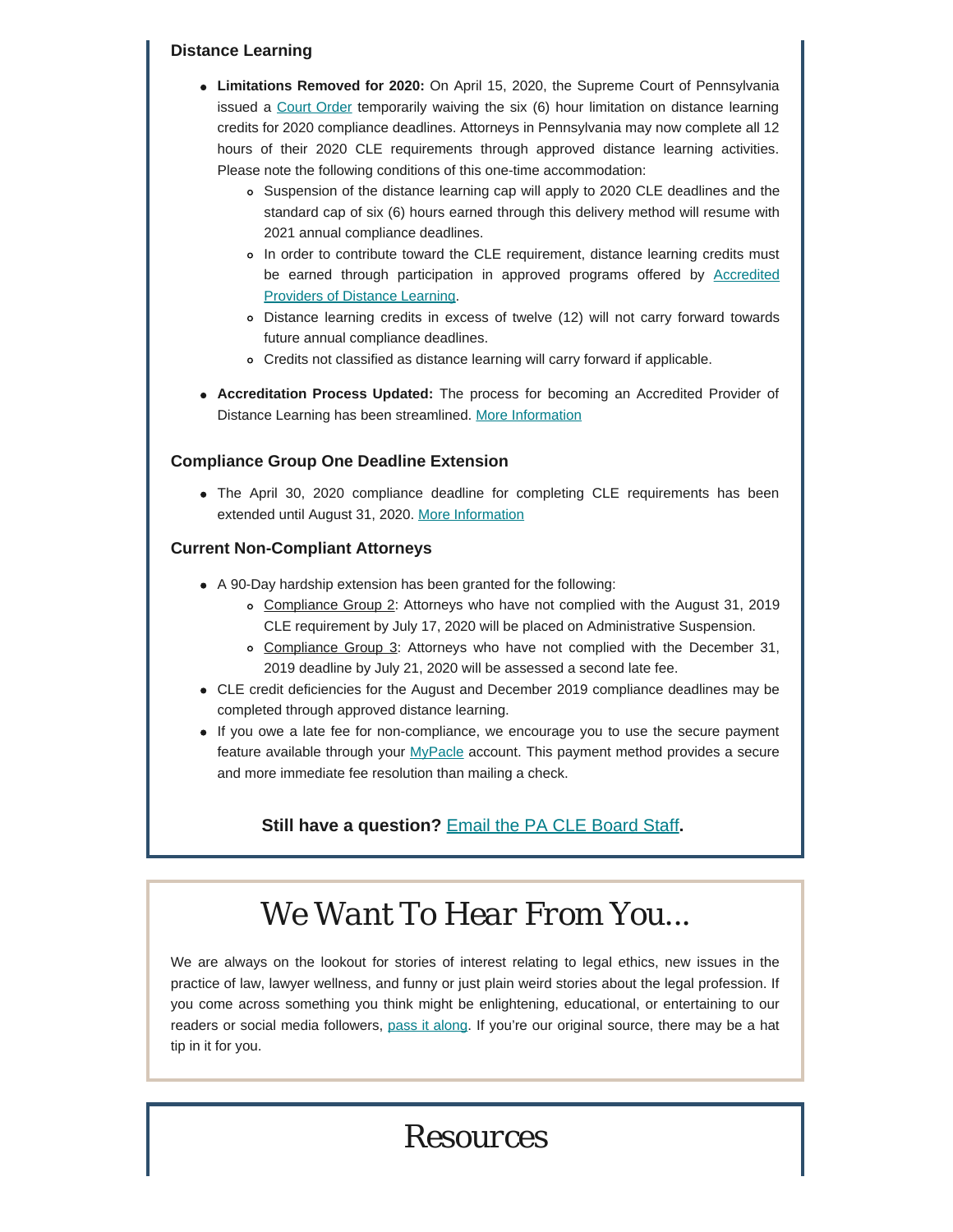### Distance Learning

- **Limitations Removed for 2020:** On April 15, 2020, the Supreme Court of Pennsylvania issued a Court Order temporarily waiving the six (6) hour limitation on distance learning credits for 2020 compliance deadlines. Attorneys in Pennsylvania may now complete all 12 hours of their 2020 CLE requirements through approved distance learning activities. Please note the following conditions of this one-time accommodation:
  - Suspension of the distance learning cap will apply to 2020 CLE deadlines and the standard cap of six (6) hours earned through this delivery method will resume with 2021 annual compliance deadlines.
  - In order to contribute toward the CLE requirement, distance learning credits must be earned through participation in approved programs offered by Accredited Providers of Distance Learning.
  - Distance learning credits in excess of twelve (12) will not carry forward towards future annual compliance deadlines.
  - Credits not classified as distance learning will carry forward if applicable.

- **Accreditation Process Updated:** The process for becoming an Accredited Provider of Distance Learning has been streamlined. More Information

### Compliance Group One Deadline Extension

- The April 30, 2020 compliance deadline for completing CLE requirements has been extended until August 31, 2020. More Information

### Current Non-Compliant Attorneys

- A 90-Day hardship extension has been granted for the following:
  - Compliance Group 2: Attorneys who have not complied with the August 31, 2019 CLE requirement by July 17, 2020 will be placed on Administrative Suspension.
  - Compliance Group 3: Attorneys who have not complied with the December 31, 2019 deadline by July 21, 2020 will be assessed a second late fee.
- CLE credit deficiencies for the August and December 2019 compliance deadlines may be completed through approved distance learning.
- If you owe a late fee for non-compliance, we encourage you to use the secure payment feature available through your MyPacle account. This payment method provides a secure and more immediate fee resolution than mailing a check.

**Still have a question? Email the PA CLE Board Staff.**

# We Want To Hear From You...

We are always on the lookout for stories of interest relating to legal ethics, new issues in the practice of law, lawyer wellness, and funny or just plain weird stories about the legal profession. If you come across something you think might be enlightening, educational, or entertaining to our readers or social media followers, pass it along. If you're our original source, there may be a hat tip in it for you.

# Resources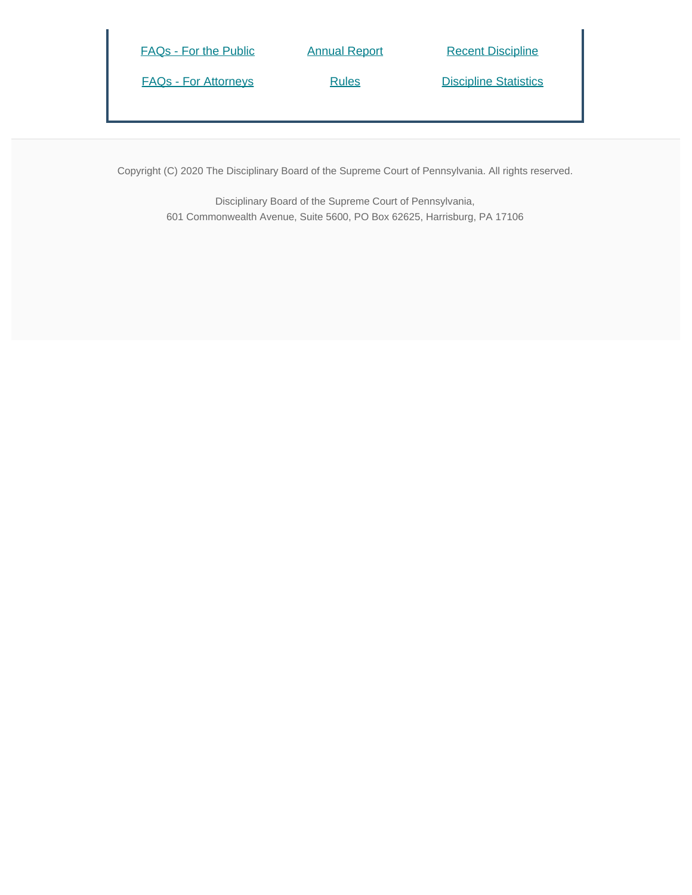| | | |
|---|---|---|
| FAQs - For the Public | Annual Report | Recent Discipline |
| FAQs - For Attorneys | Rules | Discipline Statistics |

Copyright (C) 2020 The Disciplinary Board of the Supreme Court of Pennsylvania. All rights reserved.

Disciplinary Board of the Supreme Court of Pennsylvania,
601 Commonwealth Avenue, Suite 5600, PO Box 62625, Harrisburg, PA 17106